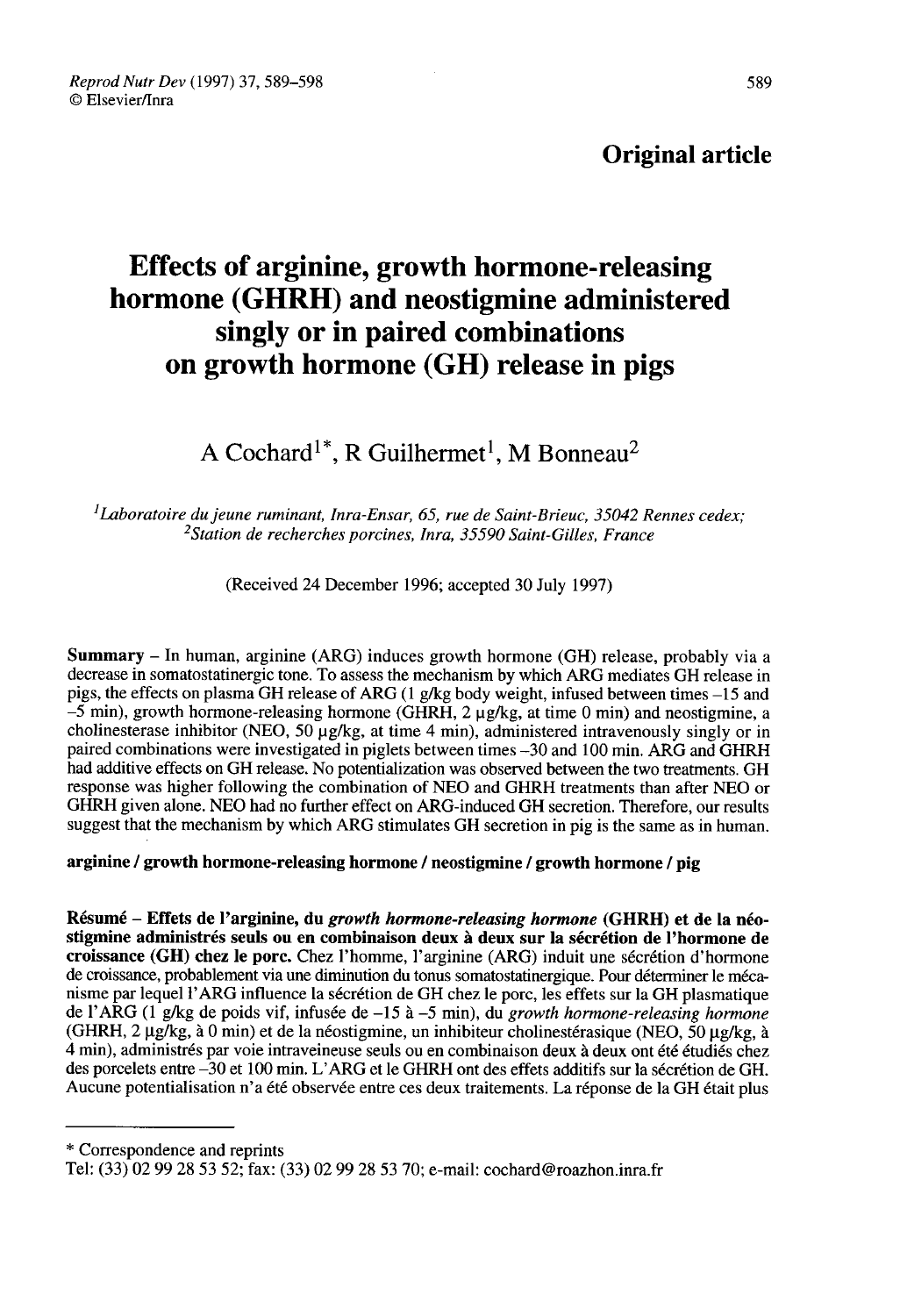Original article

# Effects of arginine, growth hormone-releasing hormone (GHRH) and neostigmine administered singly or in paired combinations on growth hormone (GH) release in pigs

A Cochard[1*], R Guilhermet[1], M Bonneau[2]

[1]Laboratoire du jeune ruminant, Inra-Ensar, 65, rue de Saint-Brieuc, 35042 Rennes cedex;
[2]Station de recherches porcines, Inra, 35590 Saint-Gilles, France

(Received 24 December 1996; accepted 30 July 1997)

**Summary** – In human, arginine (ARG) induces growth hormone (GH) release, probably via a decrease in somatostatinergic tone. To assess the mechanism by which ARG mediates GH release in pigs, the effects on plasma GH release of ARG (1 g/kg body weight, infused between times –15 and –5 min), growth hormone-releasing hormone (GHRH, 2 µg/kg, at time 0 min) and neostigmine, a cholinesterase inhibitor (NEO, 50 µg/kg, at time 4 min), administered intravenously singly or in paired combinations were investigated in piglets between times –30 and 100 min. ARG and GHRH had additive effects on GH release. No potentialization was observed between the two treatments. GH response was higher following the combination of NEO and GHRH treatments than after NEO or GHRH given alone. NEO had no further effect on ARG-induced GH secretion. Therefore, our results suggest that the mechanism by which ARG stimulates GH secretion in pig is the same as in human.

**arginine / growth hormone-releasing hormone / neostigmine / growth hormone / pig**

**Résumé** – **Effets de l'arginine, du *growth hormone-releasing hormone* (GHRH) et de la néostigmine administrés seuls ou en combinaison deux à deux sur la sécrétion de l'hormone de croissance (GH) chez le porc.** Chez l'homme, l'arginine (ARG) induit une sécrétion d'hormone de croissance, probablement via une diminution du tonus somatostatinergique. Pour déterminer le mécanisme par lequel l'ARG influence la sécrétion de GH chez le porc, les effets sur la GH plasmatique de l'ARG (1 g/kg de poids vif, infusée de –15 à –5 min), du *growth hormone-releasing hormone* (GHRH, 2 µg/kg, à 0 min) et de la néostigmine, un inhibiteur cholinestérasique (NEO, 50 µg/kg, à 4 min), administrés par voie intraveineuse seuls ou en combinaison deux à deux ont été étudiés chez des porcelets entre –30 et 100 min. L'ARG et le GHRH ont des effets additifs sur la sécrétion de GH. Aucune potentialisation n'a été observée entre ces deux traitements. La réponse de la GH était plus

\* Correspondence and reprints
Tel: (33) 02 99 28 53 52; fax: (33) 02 99 28 53 70; e-mail: cochard@roazhon.inra.fr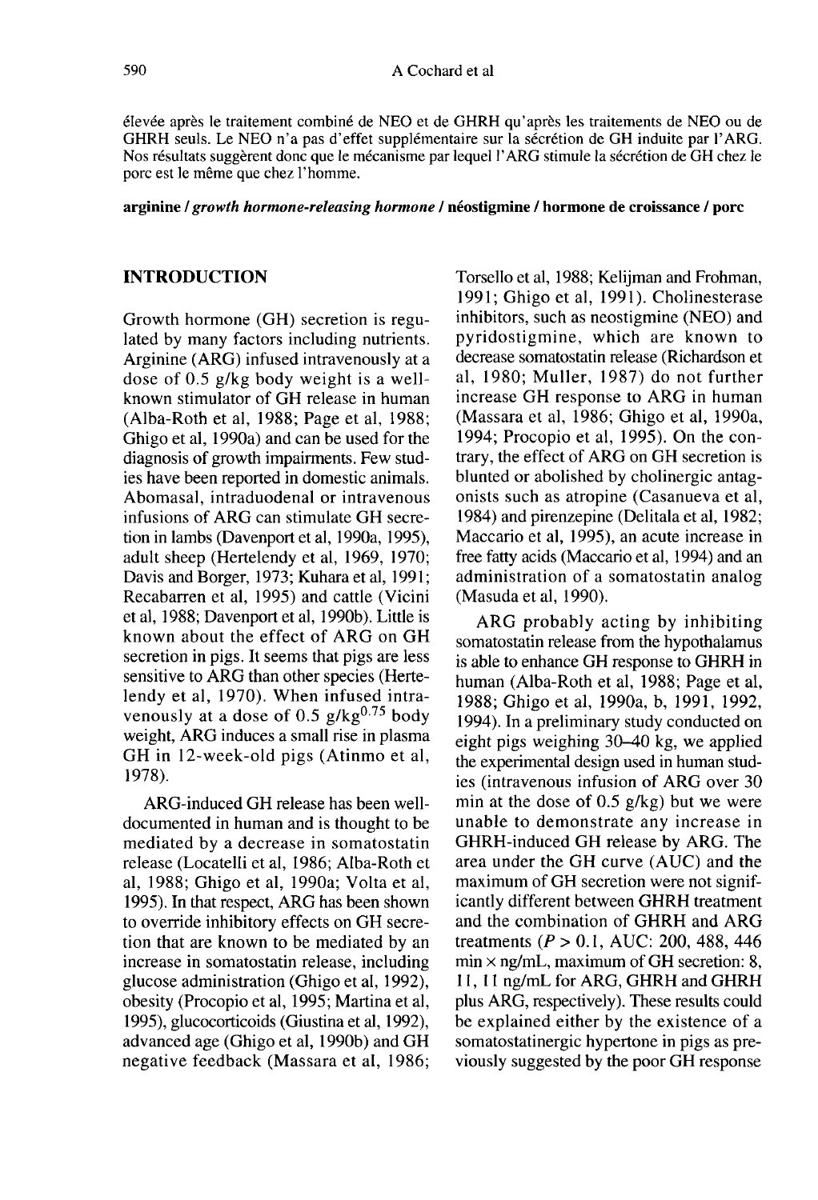élevée après le traitement combiné de NEO et de GHRH qu'après les traitements de NEO ou de GHRH seuls. Le NEO n'a pas d'effet supplémentaire sur la sécrétion de GH induite par l'ARG. Nos résultats suggèrent donc que le mécanisme par lequel l'ARG stimule la sécrétion de GH chez le porc est le même que chez l'homme.

**arginine / *growth hormone-releasing hormone* / néostigmine / hormone de croissance / porc**

## INTRODUCTION

Growth hormone (GH) secretion is regulated by many factors including nutrients. Arginine (ARG) infused intravenously at a dose of 0.5 g/kg body weight is a well-known stimulator of GH release in human (Alba-Roth et al, 1988; Page et al, 1988; Ghigo et al, 1990a) and can be used for the diagnosis of growth impairments. Few studies have been reported in domestic animals. Abomasal, intraduodenal or intravenous infusions of ARG can stimulate GH secretion in lambs (Davenport et al, 1990a, 1995), adult sheep (Hertelendy et al, 1969, 1970; Davis and Borger, 1973; Kuhara et al, 1991; Recabarren et al, 1995) and cattle (Vicini et al, 1988; Davenport et al, 1990b). Little is known about the effect of ARG on GH secretion in pigs. It seems that pigs are less sensitive to ARG than other species (Hertelendy et al, 1970). When infused intravenously at a dose of 0.5 g/kg$^{0.75}$ body weight, ARG induces a small rise in plasma GH in 12-week-old pigs (Atinmo et al, 1978).

ARG-induced GH release has been well-documented in human and is thought to be mediated by a decrease in somatostatin release (Locatelli et al, 1986; Alba-Roth et al, 1988; Ghigo et al, 1990a; Volta et al, 1995). In that respect, ARG has been shown to override inhibitory effects on GH secretion that are known to be mediated by an increase in somatostatin release, including glucose administration (Ghigo et al, 1992), obesity (Procopio et al, 1995; Martina et al, 1995), glucocorticoids (Giustina et al, 1992), advanced age (Ghigo et al, 1990b) and GH negative feedback (Massara et al, 1986; Torsello et al, 1988; Kelijman and Frohman, 1991; Ghigo et al, 1991). Cholinesterase inhibitors, such as neostigmine (NEO) and pyridostigmine, which are known to decrease somatostatin release (Richardson et al, 1980; Muller, 1987) do not further increase GH response to ARG in human (Massara et al, 1986; Ghigo et al, 1990a, 1994; Procopio et al, 1995). On the contrary, the effect of ARG on GH secretion is blunted or abolished by cholinergic antagonists such as atropine (Casanueva et al, 1984) and pirenzepine (Delitala et al, 1982; Maccario et al, 1995), an acute increase in free fatty acids (Maccario et al, 1994) and an administration of a somatostatin analog (Masuda et al, 1990).

ARG probably acting by inhibiting somatostatin release from the hypothalamus is able to enhance GH response to GHRH in human (Alba-Roth et al, 1988; Page et al, 1988; Ghigo et al, 1990a, b, 1991, 1992, 1994). In a preliminary study conducted on eight pigs weighing 30–40 kg, we applied the experimental design used in human studies (intravenous infusion of ARG over 30 min at the dose of 0.5 g/kg) but we were unable to demonstrate any increase in GHRH-induced GH release by ARG. The area under the GH curve (AUC) and the maximum of GH secretion were not significantly different between GHRH treatment and the combination of GHRH and ARG treatments ($P > 0.1$, AUC: 200, 488, 446 min × ng/mL, maximum of GH secretion: 8, 11, 11 ng/mL for ARG, GHRH and GHRH plus ARG, respectively). These results could be explained either by the existence of a somatostatinergic hypertone in pigs as previously suggested by the poor GH response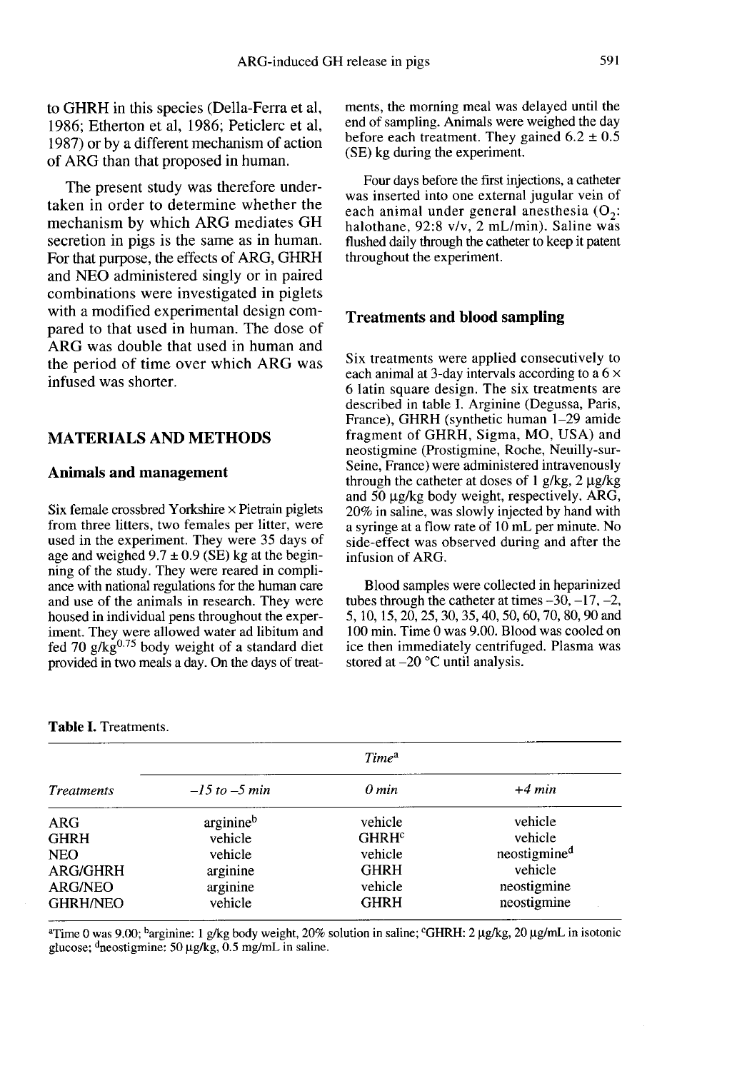to GHRH in this species (Della-Ferra et al, 1986; Etherton et al, 1986; Peticlerc et al, 1987) or by a different mechanism of action of ARG than that proposed in human.

The present study was therefore undertaken in order to determine whether the mechanism by which ARG mediates GH secretion in pigs is the same as in human. For that purpose, the effects of ARG, GHRH and NEO administered singly or in paired combinations were investigated in piglets with a modified experimental design compared to that used in human. The dose of ARG was double that used in human and the period of time over which ARG was infused was shorter.

## MATERIALS AND METHODS

### Animals and management

Six female crossbred Yorkshire × Pietrain piglets from three litters, two females per litter, were used in the experiment. They were 35 days of age and weighed 9.7 ± 0.9 (SE) kg at the beginning of the study. They were reared in compliance with national regulations for the human care and use of the animals in research. They were housed in individual pens throughout the experiment. They were allowed water ad libitum and fed 70 $g/kg^{0.75}$ body weight of a standard diet provided in two meals a day. On the days of treatments, the morning meal was delayed until the end of sampling. Animals were weighed the day before each treatment. They gained 6.2 ± 0.5 (SE) kg during the experiment.

Four days before the first injections, a catheter was inserted into one external jugular vein of each animal under general anesthesia ($O_2$: halothane, 92:8 v/v, 2 mL/min). Saline was flushed daily through the catheter to keep it patent throughout the experiment.

### Treatments and blood sampling

Six treatments were applied consecutively to each animal at 3-day intervals according to a 6 × 6 latin square design. The six treatments are described in table I. Arginine (Degussa, Paris, France), GHRH (synthetic human 1–29 amide fragment of GHRH, Sigma, MO, USA) and neostigmine (Prostigmine, Roche, Neuilly-sur-Seine, France) were administered intravenously through the catheter at doses of 1 g/kg, 2 µg/kg and 50 µg/kg body weight, respectively. ARG, 20% in saline, was slowly injected by hand with a syringe at a flow rate of 10 mL per minute. No side-effect was observed during and after the infusion of ARG.

Blood samples were collected in heparinized tubes through the catheter at times –30, –17, –2, 5, 10, 15, 20, 25, 30, 35, 40, 50, 60, 70, 80, 90 and 100 min. Time 0 was 9.00. Blood was cooled on ice then immediately centrifuged. Plasma was stored at –20 °C until analysis.

**Table I.** Treatments.

| *Treatments* | *Time*[a] | | |
|---|---|---|---|
| | *–15 to –5 min* | *0 min* | *+4 min* |
| ARG | arginine[b] | vehicle | vehicle |
| GHRH | vehicle | GHRH[c] | vehicle |
| NEO | vehicle | vehicle | neostigmine[d] |
| ARG/GHRH | arginine | GHRH | vehicle |
| ARG/NEO | arginine | vehicle | neostigmine |
| GHRH/NEO | vehicle | GHRH | neostigmine |

[a]Time 0 was 9.00; [b]arginine: 1 g/kg body weight, 20% solution in saline; [c]GHRH: 2 µg/kg, 20 µg/mL in isotonic glucose; [d]neostigmine: 50 µg/kg, 0.5 mg/mL in saline.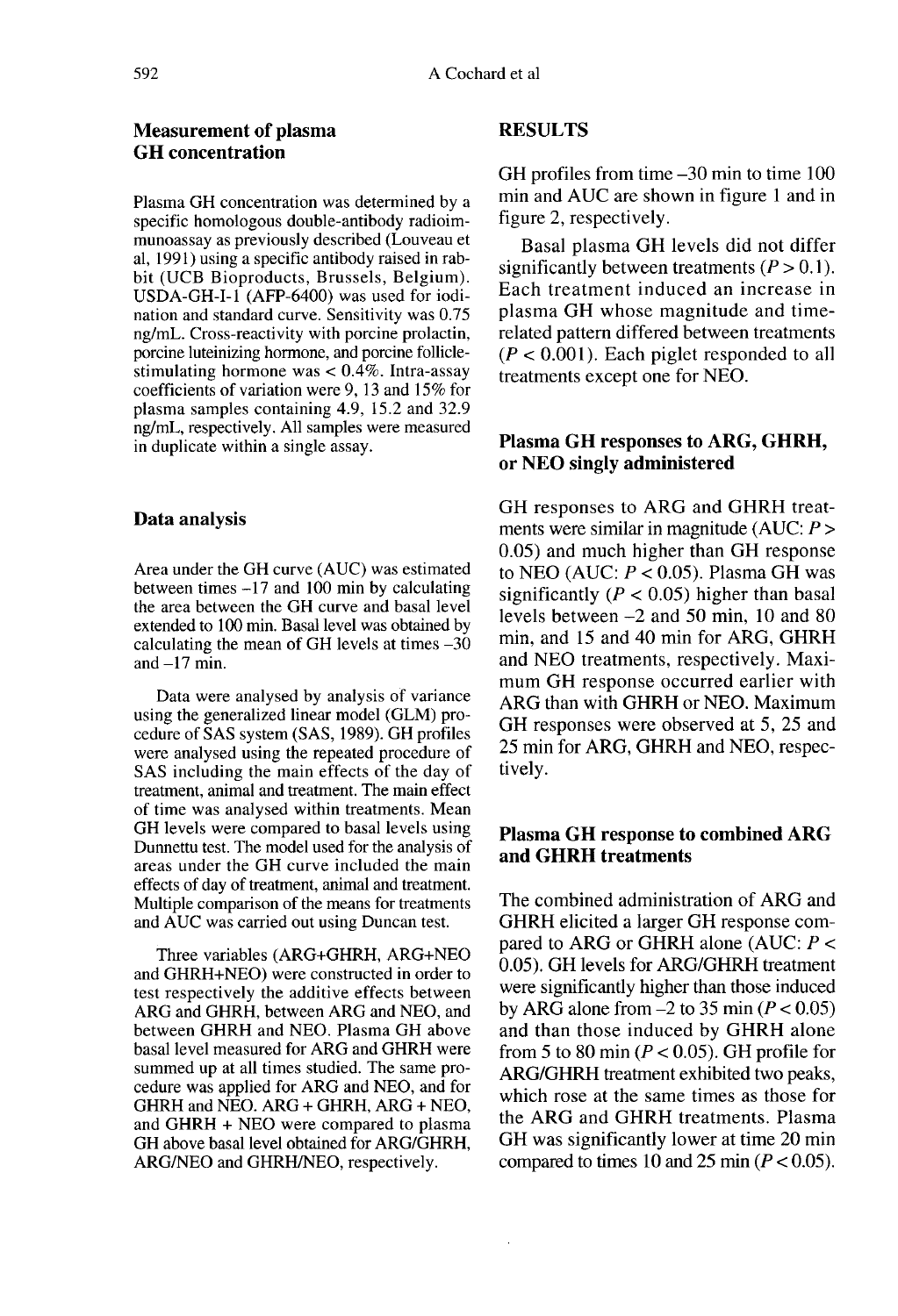## Measurement of plasma GH concentration

Plasma GH concentration was determined by a specific homologous double-antibody radioimmunoassay as previously described (Louveau et al, 1991) using a specific antibody raised in rabbit (UCB Bioproducts, Brussels, Belgium). USDA-GH-I-1 (AFP-6400) was used for iodination and standard curve. Sensitivity was 0.75 ng/mL. Cross-reactivity with porcine prolactin, porcine luteinizing hormone, and porcine follicle-stimulating hormone was < 0.4%. Intra-assay coefficients of variation were 9, 13 and 15% for plasma samples containing 4.9, 15.2 and 32.9 ng/mL, respectively. All samples were measured in duplicate within a single assay.

## Data analysis

Area under the GH curve (AUC) was estimated between times –17 and 100 min by calculating the area between the GH curve and basal level extended to 100 min. Basal level was obtained by calculating the mean of GH levels at times –30 and –17 min.

Data were analysed by analysis of variance using the generalized linear model (GLM) procedure of SAS system (SAS, 1989). GH profiles were analysed using the repeated procedure of SAS including the main effects of the day of treatment, animal and treatment. The main effect of time was analysed within treatments. Mean GH levels were compared to basal levels using Dunnettu test. The model used for the analysis of areas under the GH curve included the main effects of day of treatment, animal and treatment. Multiple comparison of the means for treatments and AUC was carried out using Duncan test.

Three variables (ARG+GHRH, ARG+NEO and GHRH+NEO) were constructed in order to test respectively the additive effects between ARG and GHRH, between ARG and NEO, and between GHRH and NEO. Plasma GH above basal level measured for ARG and GHRH were summed up at all times studied. The same procedure was applied for ARG and NEO, and for GHRH and NEO. ARG + GHRH, ARG + NEO, and GHRH + NEO were compared to plasma GH above basal level obtained for ARG/GHRH, ARG/NEO and GHRH/NEO, respectively.

## RESULTS

GH profiles from time –30 min to time 100 min and AUC are shown in figure 1 and in figure 2, respectively.

Basal plasma GH levels did not differ significantly between treatments ($P > 0.1$). Each treatment induced an increase in plasma GH whose magnitude and time-related pattern differed between treatments ($P < 0.001$). Each piglet responded to all treatments except one for NEO.

### Plasma GH responses to ARG, GHRH, or NEO singly administered

GH responses to ARG and GHRH treatments were similar in magnitude (AUC: $P > 0.05$) and much higher than GH response to NEO (AUC: $P < 0.05$). Plasma GH was significantly ($P < 0.05$) higher than basal levels between –2 and 50 min, 10 and 80 min, and 15 and 40 min for ARG, GHRH and NEO treatments, respectively. Maximum GH response occurred earlier with ARG than with GHRH or NEO. Maximum GH responses were observed at 5, 25 and 25 min for ARG, GHRH and NEO, respectively.

### Plasma GH response to combined ARG and GHRH treatments

The combined administration of ARG and GHRH elicited a larger GH response compared to ARG or GHRH alone (AUC: $P < 0.05$). GH levels for ARG/GHRH treatment were significantly higher than those induced by ARG alone from –2 to 35 min ($P < 0.05$) and than those induced by GHRH alone from 5 to 80 min ($P < 0.05$). GH profile for ARG/GHRH treatment exhibited two peaks, which rose at the same times as those for the ARG and GHRH treatments. Plasma GH was significantly lower at time 20 min compared to times 10 and 25 min ($P < 0.05$).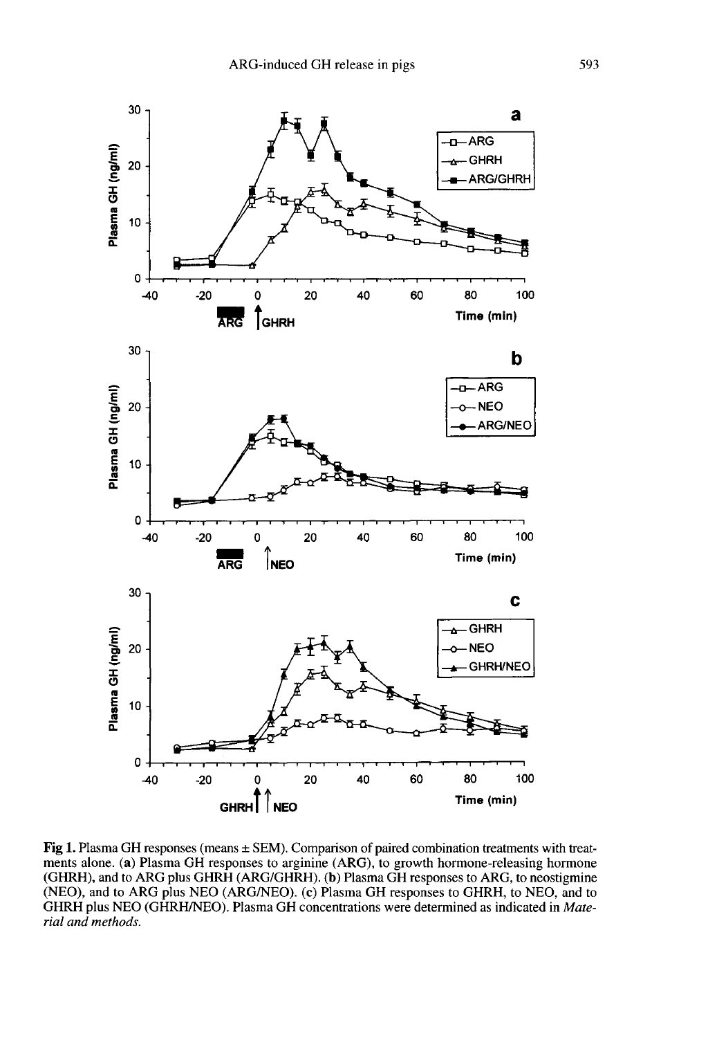**Fig 1.** Plasma GH responses (means ± SEM). Comparison of paired combination treatments with treatments alone. (**a**) Plasma GH responses to arginine (ARG), to growth hormone-releasing hormone (GHRH), and to ARG plus GHRH (ARG/GHRH). (**b**) Plasma GH responses to ARG, to neostigmine (NEO), and to ARG plus NEO (ARG/NEO). (**c**) Plasma GH responses to GHRH, to NEO, and to GHRH plus NEO (GHRH/NEO). Plasma GH concentrations were determined as indicated in *Material and methods.*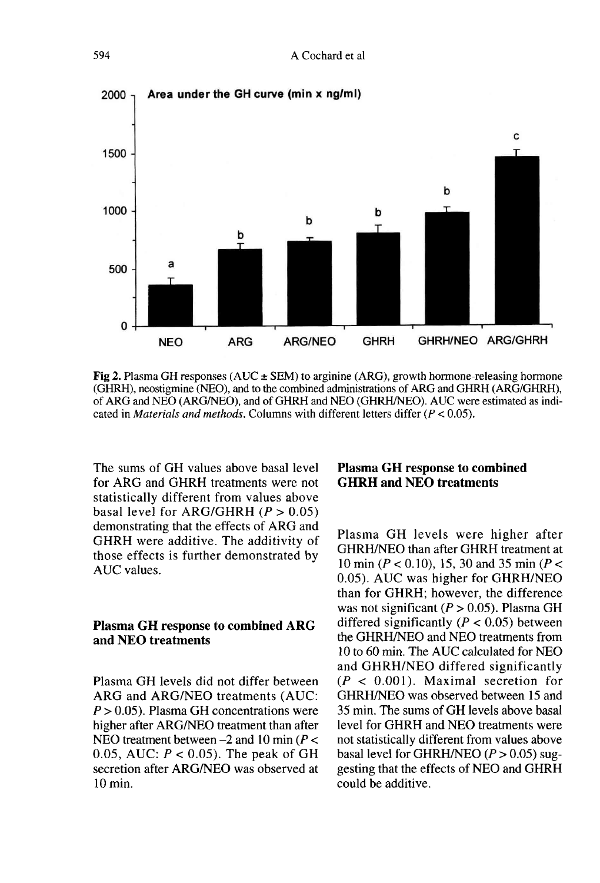**Fig 2.** Plasma GH responses (AUC ± SEM) to arginine (ARG), growth hormone-releasing hormone (GHRH), neostigmine (NEO), and to the combined administrations of ARG and GHRH (ARG/GHRH), of ARG and NEO (ARG/NEO), and of GHRH and NEO (GHRH/NEO). AUC were estimated as indicated in *Materials and methods*. Columns with different letters differ ($P < 0.05$).

The sums of GH values above basal level for ARG and GHRH treatments were not statistically different from values above basal level for ARG/GHRH ($P > 0.05$) demonstrating that the effects of ARG and GHRH were additive. The additivity of those effects is further demonstrated by AUC values.

### Plasma GH response to combined ARG and NEO treatments

Plasma GH levels did not differ between ARG and ARG/NEO treatments (AUC: $P > 0.05$). Plasma GH concentrations were higher after ARG/NEO treatment than after NEO treatment between –2 and 10 min ($P < 0.05$, AUC: $P < 0.05$). The peak of GH secretion after ARG/NEO was observed at 10 min.

### Plasma GH response to combined GHRH and NEO treatments

Plasma GH levels were higher after GHRH/NEO than after GHRH treatment at 10 min ($P < 0.10$), 15, 30 and 35 min ($P < 0.05$). AUC was higher for GHRH/NEO than for GHRH; however, the difference was not significant ($P > 0.05$). Plasma GH differed significantly ($P < 0.05$) between the GHRH/NEO and NEO treatments from 10 to 60 min. The AUC calculated for NEO and GHRH/NEO differed significantly ($P < 0.001$). Maximal secretion for GHRH/NEO was observed between 15 and 35 min. The sums of GH levels above basal level for GHRH and NEO treatments were not statistically different from values above basal level for GHRH/NEO ($P > 0.05$) suggesting that the effects of NEO and GHRH could be additive.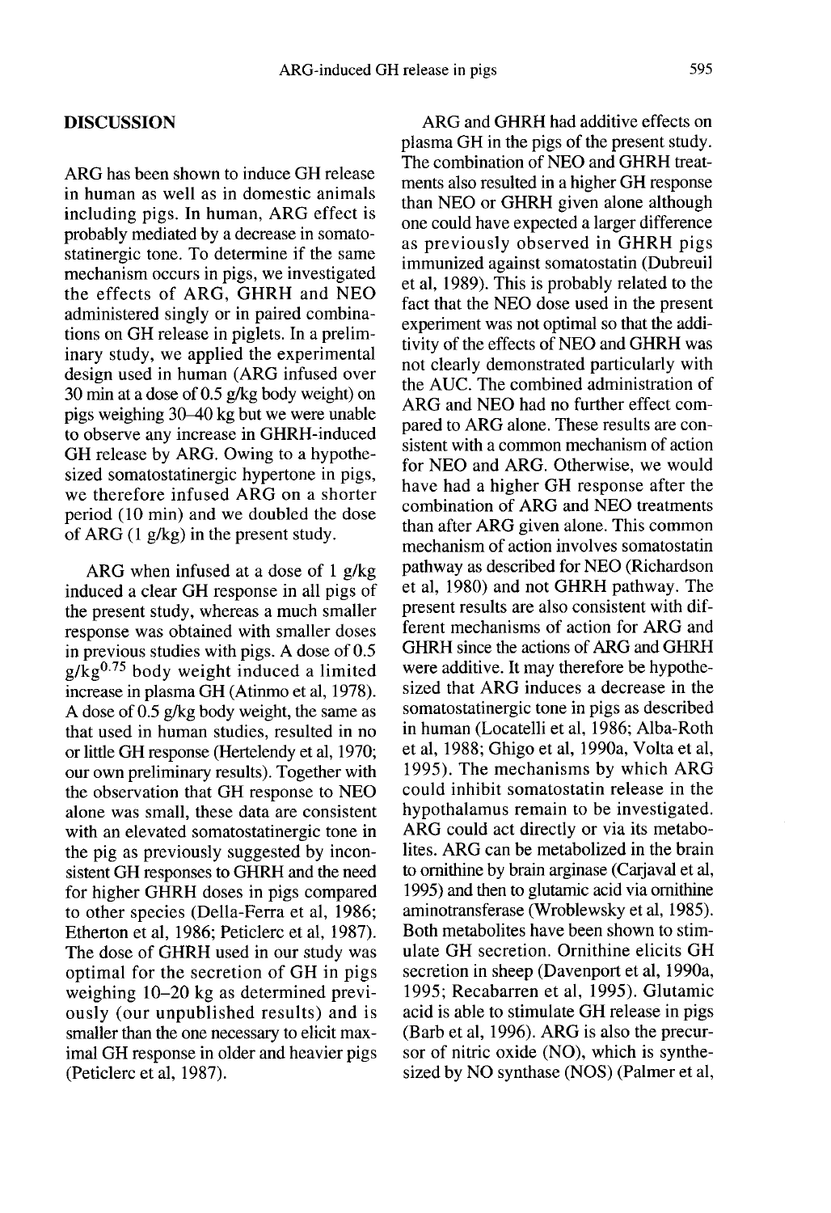## DISCUSSION

ARG has been shown to induce GH release in human as well as in domestic animals including pigs. In human, ARG effect is probably mediated by a decrease in somatostatinergic tone. To determine if the same mechanism occurs in pigs, we investigated the effects of ARG, GHRH and NEO administered singly or in paired combinations on GH release in piglets. In a preliminary study, we applied the experimental design used in human (ARG infused over 30 min at a dose of 0.5 g/kg body weight) on pigs weighing 30–40 kg but we were unable to observe any increase in GHRH-induced GH release by ARG. Owing to a hypothesized somatostatinergic hypertone in pigs, we therefore infused ARG on a shorter period (10 min) and we doubled the dose of ARG (1 g/kg) in the present study.

ARG when infused at a dose of 1 g/kg induced a clear GH response in all pigs of the present study, whereas a much smaller response was obtained with smaller doses in previous studies with pigs. A dose of 0.5 $g/kg^{0.75}$ body weight induced a limited increase in plasma GH (Atinmo et al, 1978). A dose of 0.5 g/kg body weight, the same as that used in human studies, resulted in no or little GH response (Hertelendy et al, 1970; our own preliminary results). Together with the observation that GH response to NEO alone was small, these data are consistent with an elevated somatostatinergic tone in the pig as previously suggested by inconsistent GH responses to GHRH and the need for higher GHRH doses in pigs compared to other species (Della-Ferra et al, 1986; Etherton et al, 1986; Peticlerc et al, 1987). The dose of GHRH used in our study was optimal for the secretion of GH in pigs weighing 10–20 kg as determined previously (our unpublished results) and is smaller than the one necessary to elicit maximal GH response in older and heavier pigs (Peticlerc et al, 1987).

ARG and GHRH had additive effects on plasma GH in the pigs of the present study. The combination of NEO and GHRH treatments also resulted in a higher GH response than NEO or GHRH given alone although one could have expected a larger difference as previously observed in GHRH pigs immunized against somatostatin (Dubreuil et al, 1989). This is probably related to the fact that the NEO dose used in the present experiment was not optimal so that the additivity of the effects of NEO and GHRH was not clearly demonstrated particularly with the AUC. The combined administration of ARG and NEO had no further effect compared to ARG alone. These results are consistent with a common mechanism of action for NEO and ARG. Otherwise, we would have had a higher GH response after the combination of ARG and NEO treatments than after ARG given alone. This common mechanism of action involves somatostatin pathway as described for NEO (Richardson et al, 1980) and not GHRH pathway. The present results are also consistent with different mechanisms of action for ARG and GHRH since the actions of ARG and GHRH were additive. It may therefore be hypothesized that ARG induces a decrease in the somatostatinergic tone in pigs as described in human (Locatelli et al, 1986; Alba-Roth et al, 1988; Ghigo et al, 1990a, Volta et al, 1995). The mechanisms by which ARG could inhibit somatostatin release in the hypothalamus remain to be investigated. ARG could act directly or via its metabolites. ARG can be metabolized in the brain to ornithine by brain arginase (Carjaval et al, 1995) and then to glutamic acid via ornithine aminotransferase (Wroblewsky et al, 1985). Both metabolites have been shown to stimulate GH secretion. Ornithine elicits GH secretion in sheep (Davenport et al, 1990a, 1995; Recabarren et al, 1995). Glutamic acid is able to stimulate GH release in pigs (Barb et al, 1996). ARG is also the precursor of nitric oxide (NO), which is synthesized by NO synthase (NOS) (Palmer et al,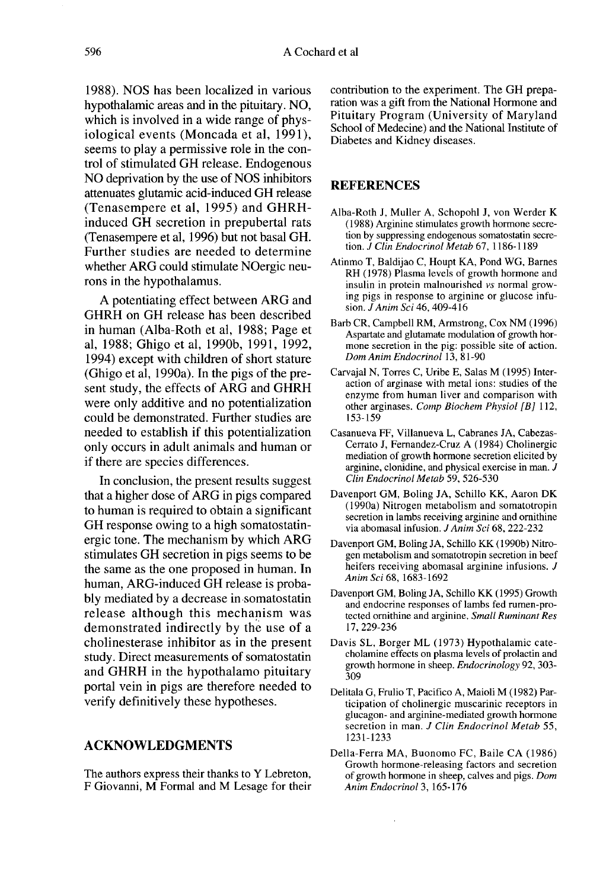1988). NOS has been localized in various hypothalamic areas and in the pituitary. NO, which is involved in a wide range of physiological events (Moncada et al, 1991), seems to play a permissive role in the control of stimulated GH release. Endogenous NO deprivation by the use of NOS inhibitors attenuates glutamic acid-induced GH release (Tenasempere et al, 1995) and GHRH-induced GH secretion in prepubertal rats (Tenasempere et al, 1996) but not basal GH. Further studies are needed to determine whether ARG could stimulate NOergic neurons in the hypothalamus.

A potentiating effect between ARG and GHRH on GH release has been described in human (Alba-Roth et al, 1988; Page et al, 1988; Ghigo et al, 1990b, 1991, 1992, 1994) except with children of short stature (Ghigo et al, 1990a). In the pigs of the present study, the effects of ARG and GHRH were only additive and no potentialization could be demonstrated. Further studies are needed to establish if this potentialization only occurs in adult animals and human or if there are species differences.

In conclusion, the present results suggest that a higher dose of ARG in pigs compared to human is required to obtain a significant GH response owing to a high somatostatinergic tone. The mechanism by which ARG stimulates GH secretion in pigs seems to be the same as the one proposed in human. In human, ARG-induced GH release is probably mediated by a decrease in somatostatin release although this mechanism was demonstrated indirectly by the use of a cholinesterase inhibitor as in the present study. Direct measurements of somatostatin and GHRH in the hypothalamo pituitary portal vein in pigs are therefore needed to verify definitively these hypotheses.

## ACKNOWLEDGMENTS

The authors express their thanks to Y Lebreton, F Giovanni, M Formal and M Lesage for their contribution to the experiment. The GH preparation was a gift from the National Hormone and Pituitary Program (University of Maryland School of Medecine) and the National Institute of Diabetes and Kidney diseases.

## REFERENCES

Alba-Roth J, Muller A, Schopohl J, von Werder K (1988) Arginine stimulates growth hormone secretion by suppressing endogenous somatostatin secretion. *J Clin Endocrinol Metab* 67, 1186-1189

Atinmo T, Baldijao C, Houpt KA, Pond WG, Barnes RH (1978) Plasma levels of growth hormone and insulin in protein malnourished *vs* normal growing pigs in response to arginine or glucose infusion. *J Anim Sci* 46, 409-416

Barb CR, Campbell RM, Armstrong, Cox NM (1996) Aspartate and glutamate modulation of growth hormone secretion in the pig: possible site of action. *Dom Anim Endocrinol* 13, 81-90

Carvajal N, Torres C, Uribe E, Salas M (1995) Interaction of arginase with metal ions: studies of the enzyme from human liver and comparison with other arginases. *Comp Biochem Physiol [B]* 112, 153-159

Casanueva FF, Villanueva L, Cabranes JA, Cabezas-Cerrato J, Fernandez-Cruz A (1984) Cholinergic mediation of growth hormone secretion elicited by arginine, clonidine, and physical exercise in man. *J Clin Endocrinol Metab* 59, 526-530

Davenport GM, Boling JA, Schillo KK, Aaron DK (1990a) Nitrogen metabolism and somatotropin secretion in lambs receiving arginine and ornithine via abomasal infusion. *J Anim Sci* 68, 222-232

Davenport GM, Boling JA, Schillo KK (1990b) Nitrogen metabolism and somatotropin secretion in beef heifers receiving abomasal arginine infusions. *J Anim Sci* 68, 1683-1692

Davenport GM, Boling JA, Schillo KK (1995) Growth and endocrine responses of lambs fed rumen-protected ornithine and arginine. *Small Ruminant Res* 17, 229-236

Davis SL, Borger ML (1973) Hypothalamic catecholamine effects on plasma levels of prolactin and growth hormone in sheep. *Endocrinology* 92, 303-309

Delitala G, Frulio T, Pacifico A, Maioli M (1982) Participation of cholinergic muscarinic receptors in glucagon- and arginine-mediated growth hormone secretion in man. *J Clin Endocrinol Metab* 55, 1231-1233

Della-Ferra MA, Buonomo FC, Baile CA (1986) Growth hormone-releasing factors and secretion of growth hormone in sheep, calves and pigs. *Dom Anim Endocrinol* 3, 165-176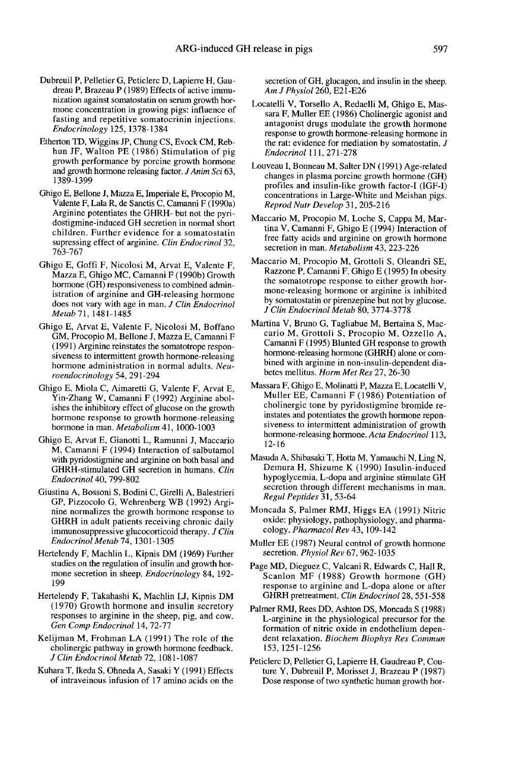Dubreuil P, Pelletier G, Peticlerc D, Lapierre H, Gaudreau P, Brazeau P (1989) Effects of active immunization against somatostatin on serum growth hormone concentration in growing pigs: influence of fasting and repetitive somatocrinin injections. *Endocrinology* 125, 1378-1384

Etherton TD, Wiggins JP, Chung CS, Evock CM, Rebhun JF, Walton PE (1986) Stimulation of pig growth performance by porcine growth hormone and growth hormone releasing factor. *J Anim Sci* 63, 1389-1399

Ghigo E, Bellone J, Mazza E, Imperiale E, Procopio M, Valente F, Lala R, de Sanctis C, Camanni F (1990a) Arginine potentiates the GHRH- but not the pyridostigmine-induced GH secretion in normal short children. Further evidence for a somatostatin supressing effect of arginine. *Clin Endocrinol* 32, 763-767

Ghigo E, Goffi F, Nicolosi M, Arvat E, Valente F, Mazza E, Ghigo MC, Camanni F (1990b) Growth hormone (GH) responsiveness to combined administration of arginine and GH-releasing hormone does not vary with age in man. *J Clin Endocrinol Metab* 71, 1481-1485

Ghigo E, Arvat E, Valente F, Nicolosi M, Boffano GM, Procopio M, Bellone J, Mazza E, Camanni F (1991) Arginine reinstates the somatotrope responsiveness to intermittent growth hormone-releasing hormone administration in normal adults. *Neuroendocrinology* 54, 291-294

Ghigo E, Miola C, Aimaretti G, Valente F, Arvat E, Yin-Zhang W, Camanni F (1992) Arginine abolishes the inhibitory effect of glucose on the growth hormone response to growth hormone-releasing hormone in man. *Metabolism* 41, 1000-1003

Ghigo E, Arvat E, Gianotti L, Ramunni J, Maccario M, Camanni F (1994) Interaction of salbutamol with pyridostigmine and arginine on both basal and GHRH-stimulated GH secretion in humans. *Clin Endocrinol* 40, 799-802

Giustina A, Bossoni S, Bodini C, Girelli A, Balestrieri GP, Pizzocolo G, Wehrenberg WB (1992) Arginine normalizes the growth hormone response to GHRH in adult patients receiving chronic daily immunosuppressive glucocorticoid therapy. *J Clin Endocrinol Metab* 74, 1301-1305

Hertelendy F, Machlin L, Kipnis DM (1969) Further studies on the regulation of insulin and growth hormone secretion in sheep. *Endocrinology* 84, 192-199

Hertelendy F, Takahashi K, Machlin LJ, Kipnis DM (1970) Growth hormone and insulin secretory responses to arginine in the sheep, pig, and cow. *Gen Comp Endocrinol* 14, 72-77

Kelijman M, Frohman LA (1991) The role of the cholinergic pathway in growth hormone feedback. *J Clin Endocrinol Metab* 72, 1081-1087

Kuhara T, Ikeda S, Ohneda A, Sasaki Y (1991) Effects of intraveinous infusion of 17 amino acids on the secretion of GH, glucagon, and insulin in the sheep. *Am J Physiol* 260, E21-E26

Locatelli V, Torsello A, Redaelli M, Ghigo E, Massara F, Muller EE (1986) Cholinergic agonist and antagonist drugs modulate the growth hormone response to growth hormone-releasing hormone in the rat: evidence for mediation by somatostatin. *J Endocrinol* 111, 271-278

Louveau I, Bonneau M, Salter DN (1991) Age-related changes in plasma porcine growth hormone (GH) profiles and insulin-like growth factor-I (IGF-I) concentrations in Large-White and Meishan pigs. *Reprod Nutr Develop* 31, 205-216

Maccario M, Procopio M, Loche S, Cappa M, Martina V, Camanni F, Ghigo E (1994) Interaction of free fatty acids and arginine on growth hormone secretion in man. *Metabolism* 43, 223-226

Maccario M, Procopio M, Grottoli S, Oleandri SE, Razzone P, Camanni F, Ghigo E (1995) In obesity the somatotrope response to either growth hormone-releasing hormone or arginine is inhibited by somatostatin or pirenzepine but not by glucose. *J Clin Endocrinol Metab* 80, 3774-3778

Martina V, Bruno G, Tagliabue M, Bertaina S, Maccario M, Grottoli S, Procopio M, Ozzello A, Camanni F (1995) Blunted GH response to growth hormone-releasing hormone (GHRH) alone or combined with arginine in non-insulin-dependent diabetes mellitus. *Horm Met Res* 27, 26-30

Massara F, Ghigo E, Molinatti P, Mazza E, Locatelli V, Muller EE, Camanni F (1986) Potentiation of cholinergic tone by pyridostigmine bromide reinstates and potentiates the growth hormone reponsiveness to intermittent administration of growth hormone-releasing hormone. *Acta Endocrinol* 113, 12-16

Masuda A, Shibasaki T, Hotta M, Yamauchi N, Ling N, Demura H, Shizume K (1990) Insulin-induced hypoglycemia, L-dopa and arginine stimulate GH secretion through different mechanisms in man. *Regul Peptides* 31, 53-64

Moncada S, Palmer RMJ, Higgs EA (1991) Nitric oxide: physiology, pathophysiology, and pharmacology. *Pharmacol Rev* 43, 109-142

Muller EE (1987) Neural control of growth hormone secretion. *Physiol Rev* 67, 962-1035

Page MD, Dieguez C, Valcani R, Edwards C, Hall R, Scanlon MF (1988) Growth hormone (GH) response to arginine and L-dopa alone or after GHRH pretreatment. *Clin Endocrinol* 28, 551-558

Palmer RMJ, Rees DD, Ashton DS, Moncada S (1988) L-arginine in the physiological precursor for the formation of nitric oxide in endothelium dependent relaxation. *Biochem Biophys Res Commun* 153, 1251-1256

Peticlerc D, Pelletier G, Lapierre H, Gaudreau P, Couture Y, Dubreuil P, Morisset J, Brazeau P (1987) Dose response of two synthetic human growth hor-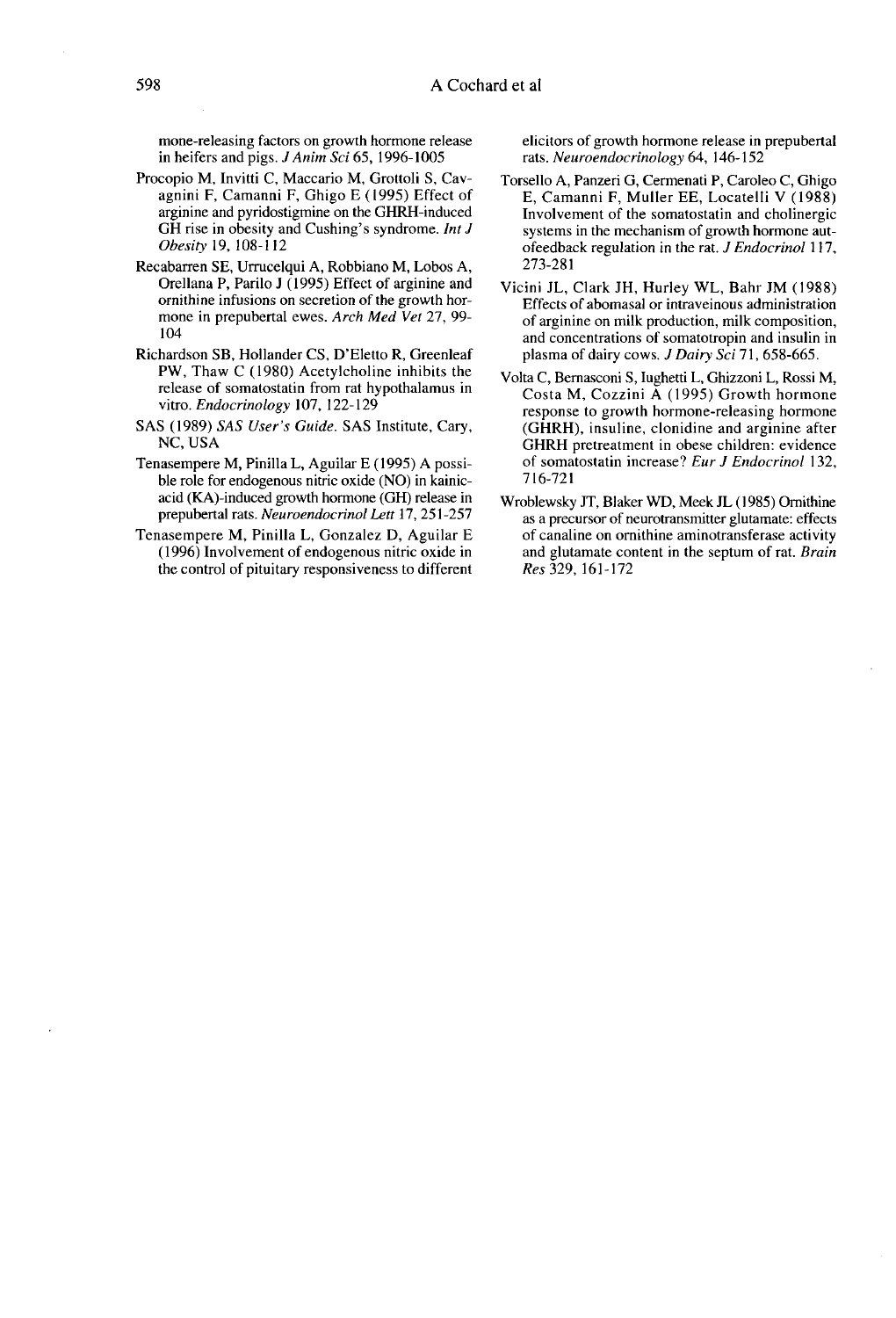mone-releasing factors on growth hormone release in heifers and pigs. *J Anim Sci* 65, 1996-1005

Procopio M, Invitti C, Maccario M, Grottoli S, Cavagnini F, Camanni F, Ghigo E (1995) Effect of arginine and pyridostigmine on the GHRH-induced GH rise in obesity and Cushing's syndrome. *Int J Obesity* 19, 108-112

Recabarren SE, Urrucelqui A, Robbiano M, Lobos A, Orellana P, Parilo J (1995) Effect of arginine and ornithine infusions on secretion of the growth hormone in prepubertal ewes. *Arch Med Vet* 27, 99-104

Richardson SB, Hollander CS, D'Eletto R, Greenleaf PW, Thaw C (1980) Acetylcholine inhibits the release of somatostatin from rat hypothalamus in vitro. *Endocrinology* 107, 122-129

SAS (1989) *SAS User's Guide*. SAS Institute, Cary, NC, USA

Tenasempere M, Pinilla L, Aguilar E (1995) A possible role for endogenous nitric oxide (NO) in kainic-acid (KA)-induced growth hormone (GH) release in prepubertal rats. *Neuroendocrinol Lett* 17, 251-257

Tenasempere M, Pinilla L, Gonzalez D, Aguilar E (1996) Involvement of endogenous nitric oxide in the control of pituitary responsiveness to different elicitors of growth hormone release in prepubertal rats. *Neuroendocrinology* 64, 146-152

Torsello A, Panzeri G, Cermenati P, Caroleo C, Ghigo E, Camanni F, Muller EE, Locatelli V (1988) Involvement of the somatostatin and cholinergic systems in the mechanism of growth hormone autofeedback regulation in the rat. *J Endocrinol* 117, 273-281

Vicini JL, Clark JH, Hurley WL, Bahr JM (1988) Effects of abomasal or intraveinous administration of arginine on milk production, milk composition, and concentrations of somatotropin and insulin in plasma of dairy cows. *J Dairy Sci* 71, 658-665.

Volta C, Bernasconi S, Iughetti L, Ghizzoni L, Rossi M, Costa M, Cozzini A (1995) Growth hormone response to growth hormone-releasing hormone (GHRH), insuline, clonidine and arginine after GHRH pretreatment in obese children: evidence of somatostatin increase? *Eur J Endocrinol* 132, 716-721

Wroblewsky JT, Blaker WD, Meek JL (1985) Ornithine as a precursor of neurotransmitter glutamate: effects of canaline on ornithine aminotransferase activity and glutamate content in the septum of rat. *Brain Res* 329, 161-172